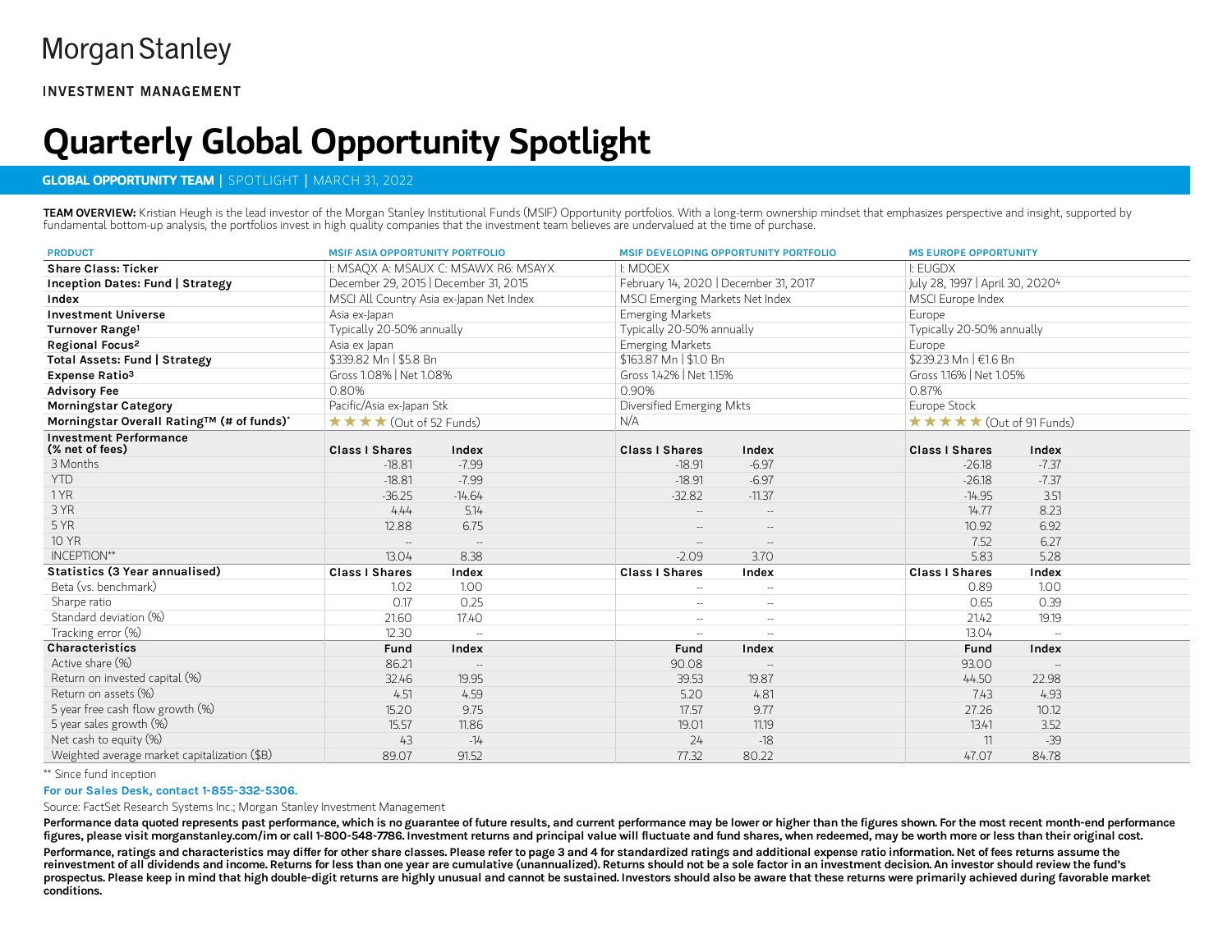Morgan Stanley

INVESTMENT MANAGEMENT

# Quarterly Global Opportunity Spotlight

**GLOBAL OPPORTUNITY TEAM** | SPOTLIGHT | MARCH 31, 2022

**TEAM OVERVIEW:** Kristian Heugh is the lead investor of the Morgan Stanley Institutional Funds (MSIF) Opportunity portfolios. With a long-term ownership mindset that emphasizes perspective and insight, supported by fundamental bottom-up analysis, the portfolios invest in high quality companies that the investment team believes are undervalued at the time of purchase.

| PRODUCT | MSIF ASIA OPPORTUNITY PORTFOLIO | | MSIF DEVELOPING OPPORTUNITY PORTFOLIO | | MS EUROPE OPPORTUNITY | |
|---|---|---|---|---|---|---|
| **Share Class: Ticker** | I: MSAQX A: MSAUX C: MSAWX R6: MSAYX | | I: MDOEX | | I: EUGDX | |
| **Inception Dates: Fund \| Strategy** | December 29, 2015 \| December 31, 2015 | | February 14, 2020 \| December 31, 2017 | | July 28, 1997 \| April 30, 2020[4] | |
| **Index** | MSCI All Country Asia ex-Japan Net Index | | MSCI Emerging Markets Net Index | | MSCI Europe Index | |
| **Investment Universe** | Asia ex-Japan | | Emerging Markets | | Europe | |
| **Turnover Range[1]** | Typically 20-50% annually | | Typically 20-50% annually | | Typically 20-50% annually | |
| **Regional Focus[2]** | Asia ex Japan | | Emerging Markets | | Europe | |
| **Total Assets: Fund \| Strategy** | $339.82 Mn \| $5.8 Bn | | $163.87 Mn \| $1.0 Bn | | $239.23 Mn \| €1.6 Bn | |
| **Expense Ratio[3]** | Gross 1.08% \| Net 1.08% | | Gross 1.42% \| Net 1.15% | | Gross 1.16% \| Net 1.05% | |
| **Advisory Fee** | 0.80% | | 0.90% | | 0.87% | |
| **Morningstar Category** | Pacific/Asia ex-Japan Stk | | Diversified Emerging Mkts | | Europe Stock | |
| **Morningstar Overall Rating™ (# of funds)*** | ★★★ (Out of 52 Funds) | | N/A | | ★★★★★ (Out of 91 Funds) | |
| **Investment Performance (% net of fees)** | **Class I Shares** | **Index** | **Class I Shares** | **Index** | **Class I Shares** | **Index** |
| 3 Months | -18.81 | -7.99 | -18.91 | -6.97 | -26.18 | -7.37 |
| YTD | -18.81 | -7.99 | -18.91 | -6.97 | -26.18 | -7.37 |
| 1 YR | -36.25 | -14.64 | -32.82 | -11.37 | -14.95 | 3.51 |
| 3 YR | 4.44 | 5.14 | -- | -- | 14.77 | 8.23 |
| 5 YR | 12.88 | 6.75 | -- | -- | 10.92 | 6.92 |
| 10 YR | -- | -- | -- | -- | 7.52 | 6.27 |
| INCEPTION** | 13.04 | 8.38 | -2.09 | 3.70 | 5.83 | 5.28 |
| **Statistics (3 Year annualised)** | **Class I Shares** | **Index** | **Class I Shares** | **Index** | **Class I Shares** | **Index** |
| Beta (vs. benchmark) | 1.02 | 1.00 | -- | -- | 0.89 | 1.00 |
| Sharpe ratio | 0.17 | 0.25 | -- | -- | 0.65 | 0.39 |
| Standard deviation (%) | 21.60 | 17.40 | -- | -- | 21.42 | 19.19 |
| Tracking error (%) | 12.30 | -- | -- | -- | 13.04 | -- |
| **Characteristics** | **Fund** | **Index** | **Fund** | **Index** | **Fund** | **Index** |
| Active share (%) | 86.21 | -- | 90.08 | -- | 93.00 | -- |
| Return on invested capital (%) | 32.46 | 19.95 | 39.53 | 19.87 | 44.50 | 22.98 |
| Return on assets (%) | 4.51 | 4.59 | 5.20 | 4.81 | 7.43 | 4.93 |
| 5 year free cash flow growth (%) | 15.20 | 9.75 | 17.57 | 9.77 | 27.26 | 10.12 |
| 5 year sales growth (%) | 15.57 | 11.86 | 19.01 | 11.19 | 13.41 | 3.52 |
| Net cash to equity (%) | 43 | -14 | 24 | -18 | 11 | -39 |
| Weighted average market capitalization ($B) | 89.07 | 91.52 | 77.32 | 80.22 | 47.07 | 84.78 |

** Since fund inception

**For our Sales Desk, contact 1-855-332-5306.**

Source: FactSet Research Systems Inc.; Morgan Stanley Investment Management

**Performance data quoted represents past performance, which is no guarantee of future results, and current performance may be lower or higher than the figures shown. For the most recent month-end performance figures, please visit morganstanley.com/im or call 1-800-548-7786. Investment returns and principal value will fluctuate and fund shares, when redeemed, may be worth more or less than their original cost.**

**Performance, ratings and characteristics may differ for other share classes. Please refer to page 3 and 4 for standardized ratings and additional expense ratio information. Net of fees returns assume the reinvestment of all dividends and income. Returns for less than one year are cumulative (unannualized). Returns should not be a sole factor in an investment decision. An investor should review the fund's prospectus. Please keep in mind that high double-digit returns are highly unusual and cannot be sustained. Investors should also be aware that these returns were primarily achieved during favorable market conditions.**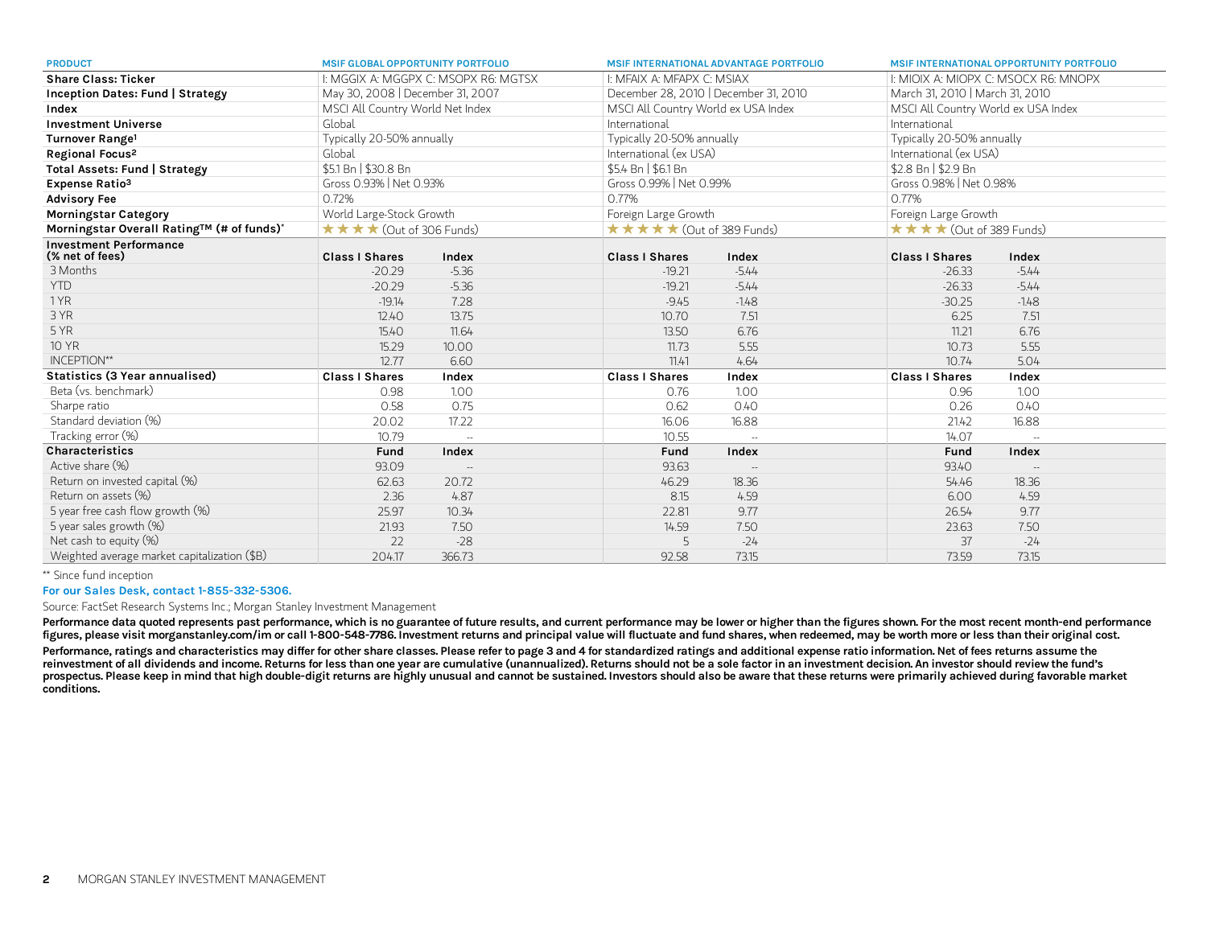| PRODUCT | MSIF GLOBAL OPPORTUNITY PORTFOLIO | | MSIF INTERNATIONAL ADVANTAGE PORTFOLIO | | MSIF INTERNATIONAL OPPORTUNITY PORTFOLIO | |
|---|---|---|---|---|---|---|
| **Share Class: Ticker** | I: MGGIX A: MGGPX C: MSOPX R6: MGTSX | | I: MFAIX A: MFAPX C: MSIAX | | I: MIOIX A: MIOPX C: MSOCX R6: MNOPX | |
| **Inception Dates: Fund \| Strategy** | May 30, 2008 \| December 31, 2007 | | December 28, 2010 \| December 31, 2010 | | March 31, 2010 \| March 31, 2010 | |
| **Index** | MSCI All Country World Net Index | | MSCI All Country World ex USA Index | | MSCI All Country World ex USA Index | |
| **Investment Universe** | Global | | International | | International | |
| **Turnover Range[1]** | Typically 20-50% annually | | Typically 20-50% annually | | Typically 20-50% annually | |
| **Regional Focus[2]** | Global | | International (ex USA) | | International (ex USA) | |
| **Total Assets: Fund \| Strategy** | $5.1 Bn \| $30.8 Bn | | $5.4 Bn \| $6.1 Bn | | $2.8 Bn \| $2.9 Bn | |
| **Expense Ratio[3]** | Gross 0.93% \| Net 0.93% | | Gross 0.99% \| Net 0.99% | | Gross 0.98% \| Net 0.98% | |
| **Advisory Fee** | 0.72% | | 0.77% | | 0.77% | |
| **Morningstar Category** | World Large-Stock Growth | | Foreign Large Growth | | Foreign Large Growth | |
| **Morningstar Overall Rating™ (# of funds)*** | ★★★★ (Out of 306 Funds) | | ★★★★★ (Out of 389 Funds) | | ★★★★ (Out of 389 Funds) | |
| **Investment Performance (% net of fees)** | **Class I Shares** | **Index** | **Class I Shares** | **Index** | **Class I Shares** | **Index** |
| 3 Months | -20.29 | -5.36 | -19.21 | -5.44 | -26.33 | -5.44 |
| YTD | -20.29 | -5.36 | -19.21 | -5.44 | -26.33 | -5.44 |
| 1 YR | -19.14 | 7.28 | -9.45 | -1.48 | -30.25 | -1.48 |
| 3 YR | 12.40 | 13.75 | 10.70 | 7.51 | 6.25 | 7.51 |
| 5 YR | 15.40 | 11.64 | 13.50 | 6.76 | 11.21 | 6.76 |
| 10 YR | 15.29 | 10.00 | 11.73 | 5.55 | 10.73 | 5.55 |
| INCEPTION** | 12.77 | 6.60 | 11.41 | 4.64 | 10.74 | 5.04 |
| **Statistics (3 Year annualised)** | **Class I Shares** | **Index** | **Class I Shares** | **Index** | **Class I Shares** | **Index** |
| Beta (vs. benchmark) | 0.98 | 1.00 | 0.76 | 1.00 | 0.96 | 1.00 |
| Sharpe ratio | 0.58 | 0.75 | 0.62 | 0.40 | 0.26 | 0.40 |
| Standard deviation (%) | 20.02 | 17.22 | 16.06 | 16.88 | 21.42 | 16.88 |
| Tracking error (%) | 10.79 | -- | 10.55 | -- | 14.07 | -- |
| **Characteristics** | **Fund** | **Index** | **Fund** | **Index** | **Fund** | **Index** |
| Active share (%) | 93.09 | -- | 93.63 | -- | 93.40 | -- |
| Return on invested capital (%) | 62.63 | 20.72 | 46.29 | 18.36 | 54.46 | 18.36 |
| Return on assets (%) | 2.36 | 4.87 | 8.15 | 4.59 | 6.00 | 4.59 |
| 5 year free cash flow growth (%) | 25.97 | 10.34 | 22.81 | 9.77 | 26.54 | 9.77 |
| 5 year sales growth (%) | 21.93 | 7.50 | 14.59 | 7.50 | 23.63 | 7.50 |
| Net cash to equity (%) | 22 | -28 | 5 | -24 | 37 | -24 |
| Weighted average market capitalization ($B) | 204.17 | 366.73 | 92.58 | 73.15 | 73.59 | 73.15 |

** Since fund inception

**For our Sales Desk, contact 1-855-332-5306.**

Source: FactSet Research Systems Inc.; Morgan Stanley Investment Management

**Performance data quoted represents past performance, which is no guarantee of future results, and current performance may be lower or higher than the figures shown. For the most recent month-end performance figures, please visit morganstanley.com/im or call 1-800-548-7786. Investment returns and principal value will fluctuate and fund shares, when redeemed, may be worth more or less than their original cost.**

**Performance, ratings and characteristics may differ for other share classes. Please refer to page 3 and 4 for standardized ratings and additional expense ratio information. Net of fees returns assume the reinvestment of all dividends and income. Returns for less than one year are cumulative (unannualized). Returns should not be a sole factor in an investment decision. An investor should review the fund's prospectus. Please keep in mind that high double-digit returns are highly unusual and cannot be sustained. Investors should also be aware that these returns were primarily achieved during favorable market conditions.**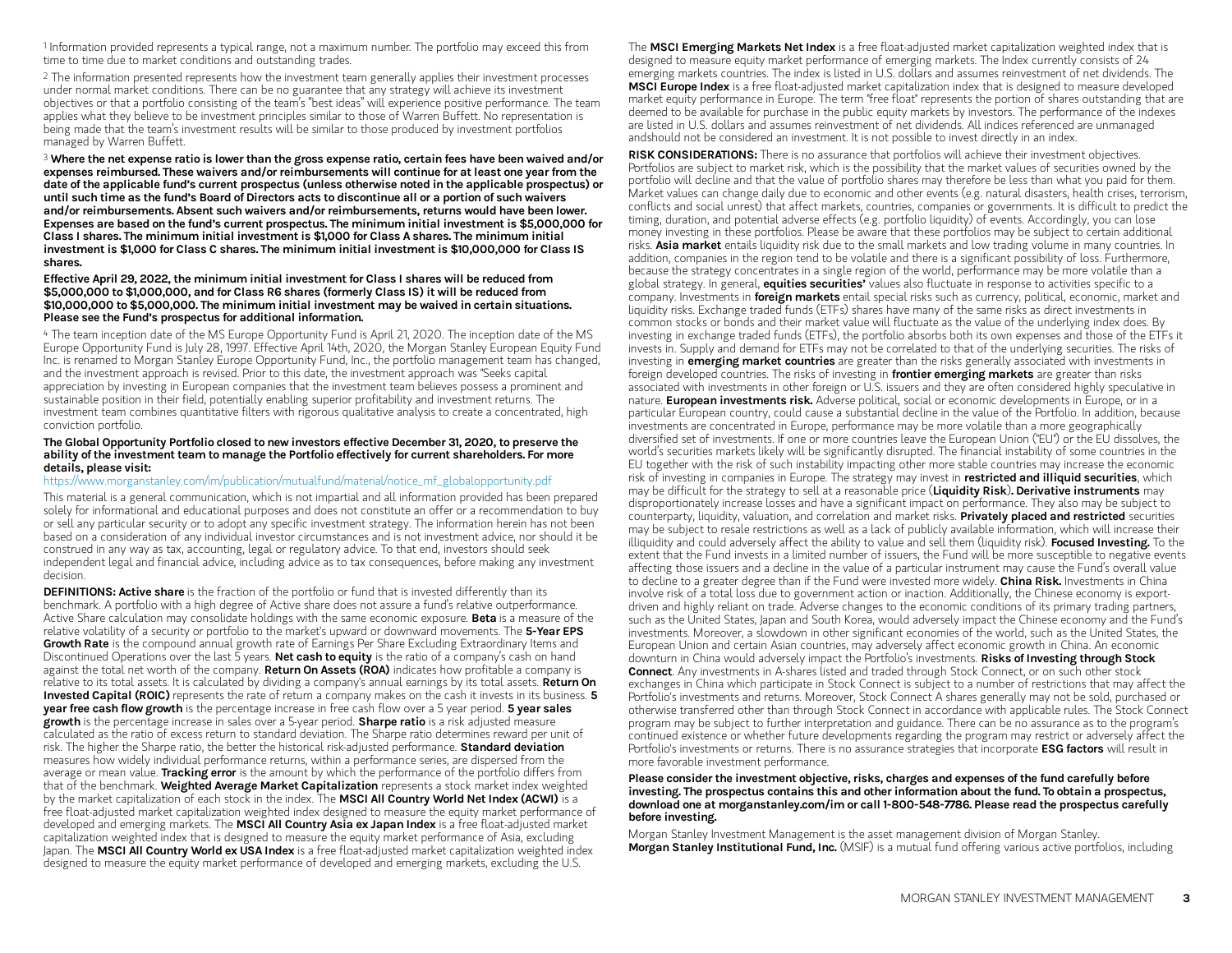[1] Information provided represents a typical range, not a maximum number. The portfolio may exceed this from time to time due to market conditions and outstanding trades.

[2] The information presented represents how the investment team generally applies their investment processes under normal market conditions. There can be no guarantee that any strategy will achieve its investment objectives or that a portfolio consisting of the team's "best ideas" will experience positive performance. The team applies what they believe to be investment principles similar to those of Warren Buffett. No representation is being made that the team's investment results will be similar to those produced by investment portfolios managed by Warren Buffett.

[3] **Where the net expense ratio is lower than the gross expense ratio, certain fees have been waived and/or expenses reimbursed. These waivers and/or reimbursements will continue for at least one year from the date of the applicable fund's current prospectus (unless otherwise noted in the applicable prospectus) or until such time as the fund's Board of Directors acts to discontinue all or a portion of such waivers and/or reimbursements. Absent such waivers and/or reimbursements, returns would have been lower. Expenses are based on the fund's current prospectus. The minimum initial investment is $5,000,000 for Class I shares. The minimum initial investment is $1,000 for Class A shares. The minimum initial investment is $1,000 for Class C shares. The minimum initial investment is $10,000,000 for Class IS shares.**

**Effective April 29, 2022, the minimum initial investment for Class I shares will be reduced from $5,000,000 to $1,000,000, and for Class R6 shares (formerly Class IS) it will be reduced from $10,000,000 to $5,000,000. The minimum initial investment may be waived in certain situations. Please see the Fund's prospectus for additional information.**

[4] The team inception date of the MS Europe Opportunity Fund is April 21, 2020. The inception date of the MS Europe Opportunity Fund is July 28, 1997. Effective April 14th, 2020, the Morgan Stanley European Equity Fund Inc. is renamed to Morgan Stanley Europe Opportunity Fund, Inc., the portfolio management team has changed, and the investment approach is revised. Prior to this date, the investment approach was "Seeks capital appreciation by investing in European companies that the investment team believes possess a prominent and sustainable position in their field, potentially enabling superior profitability and investment returns. The investment team combines quantitative filters with rigorous qualitative analysis to create a concentrated, high conviction portfolio.

**The Global Opportunity Portfolio closed to new investors effective December 31, 2020, to preserve the ability of the investment team to manage the Portfolio effectively for current shareholders. For more details, please visit:**
https://www.morganstanley.com/im/publication/mutualfund/material/notice_mf_globalopportunity.pdf

This material is a general communication, which is not impartial and all information provided has been prepared solely for informational and educational purposes and does not constitute an offer or a recommendation to buy or sell any particular security or to adopt any specific investment strategy. The information herein has not been based on a consideration of any individual investor circumstances and is not investment advice, nor should it be construed in any way as tax, accounting, legal or regulatory advice. To that end, investors should seek independent legal and financial advice, including advice as to tax consequences, before making any investment decision.

**DEFINITIONS: Active share** is the fraction of the portfolio or fund that is invested differently than its benchmark. A portfolio with a high degree of Active share does not assure a fund's relative outperformance. Active Share calculation may consolidate holdings with the same economic exposure. **Beta** is a measure of the relative volatility of a security or portfolio to the market's upward or downward movements. The **5-Year EPS Growth Rate** is the compound annual growth rate of Earnings Per Share Excluding Extraordinary Items and Discontinued Operations over the last 5 years. **Net cash to equity** is the ratio of a company's cash on hand against the total net worth of the company. **Return On Assets (ROA)** indicates how profitable a company is relative to its total assets. It is calculated by dividing a company's annual earnings by its total assets. **Return On Invested Capital (ROIC)** represents the rate of return a company makes on the cash it invests in its business. **5 year free cash flow growth** is the percentage increase in free cash flow over a 5 year period. **5 year sales growth** is the percentage increase in sales over a 5-year period. **Sharpe ratio** is a risk adjusted measure calculated as the ratio of excess return to standard deviation. The Sharpe ratio determines reward per unit of risk. The higher the Sharpe ratio, the better the historical risk-adjusted performance. **Standard deviation** measures how widely individual performance returns, within a performance series, are dispersed from the average or mean value. **Tracking error** is the amount by which the performance of the portfolio differs from that of the benchmark. **Weighted Average Market Capitalization** represents a stock market index weighted by the market capitalization of each stock in the index. The **MSCI All Country World Net Index (ACWI)** is a free float-adjusted market capitalization weighted index designed to measure the equity market performance of developed and emerging markets. The **MSCI All Country Asia ex Japan Index** is a free float-adjusted market capitalization weighted index that is designed to measure the equity market performance of Asia, excluding Japan. The **MSCI All Country World ex USA Index** is a free float-adjusted market capitalization weighted index designed to measure the equity market performance of developed and emerging markets, excluding the U.S. The **MSCI Emerging Markets Net Index** is a free float-adjusted market capitalization weighted index that is designed to measure equity market performance of emerging markets. The Index currently consists of 24 emerging markets countries. The index is listed in U.S. dollars and assumes reinvestment of net dividends. The **MSCI Europe Index** is a free float-adjusted market capitalization index that is designed to measure developed market equity performance in Europe. The term "free float" represents the portion of shares outstanding that are deemed to be available for purchase in the public equity markets by investors. The performance of the indexes are listed in U.S. dollars and assumes reinvestment of net dividends. All indices referenced are unmanaged andshould not be considered an investment. It is not possible to invest directly in an index.

**RISK CONSIDERATIONS:** There is no assurance that portfolios will achieve their investment objectives. Portfolios are subject to market risk, which is the possibility that the market values of securities owned by the portfolio will decline and that the value of portfolio shares may therefore be less than what you paid for them. Market values can change daily due to economic and other events (e.g. natural disasters, health crises, terrorism, conflicts and social unrest) that affect markets, countries, companies or governments. It is difficult to predict the timing, duration, and potential adverse effects (e.g. portfolio liquidity) of events. Accordingly, you can lose money investing in these portfolios. Please be aware that these portfolios may be subject to certain additional risks. **Asia market** entails liquidity risk due to the small markets and low trading volume in many countries. In addition, companies in the region tend to be volatile and there is a significant possibility of loss. Furthermore, because the strategy concentrates in a single region of the world, performance may be more volatile than a global strategy. In general, **equities securities'** values also fluctuate in response to activities specific to a company. Investments in **foreign markets** entail special risks such as currency, political, economic, market and liquidity risks. Exchange traded funds (ETFs) shares have many of the same risks as direct investments in common stocks or bonds and their market value will fluctuate as the value of the underlying index does. By investing in exchange traded funds (ETFs), the portfolio absorbs both its own expenses and those of the ETFs it invests in. Supply and demand for ETFs may not be correlated to that of the underlying securities. The risks of investing in **emerging market countries** are greater than the risks generally associated with investments in foreign developed countries. The risks of investing in **frontier emerging markets** are greater than risks associated with investments in other foreign or U.S. issuers and they are often considered highly speculative in nature. **European investments risk.** Adverse political, social or economic developments in Europe, or in a particular European country, could cause a substantial decline in the value of the Portfolio. In addition, because investments are concentrated in Europe, performance may be more volatile than a more geographically diversified set of investments. If one or more countries leave the European Union ("EU") or the EU dissolves, the world's securities markets likely will be significantly disrupted. The financial instability of some countries in the EU together with the risk of such instability impacting other more stable countries may increase the economic risk of investing in companies in Europe. The strategy may invest in **restricted and illiquid securities**, which may be difficult for the strategy to sell at a reasonable price (**Liquidity Risk**). **Derivative instruments** may disproportionately increase losses and have a significant impact on performance. They also may be subject to counterparty, liquidity, valuation, and correlation and market risks. **Privately placed and restricted** securities may be subject to resale restrictions as well as a lack of publicly available information, which will increase their illiquidity and could adversely affect the ability to value and sell them (liquidity risk). **Focused Investing.** To the extent that the Fund invests in a limited number of issuers, the Fund will be more susceptible to negative events affecting those issuers and a decline in the value of a particular instrument may cause the Fund's overall value to decline to a greater degree than if the Fund were invested more widely. **China Risk.** Investments in China involve risk of a total loss due to government action or inaction. Additionally, the Chinese economy is export-driven and highly reliant on trade. Adverse changes to the economic conditions of its primary trading partners, such as the United States, Japan and South Korea, would adversely impact the Chinese economy and the Fund's investments. Moreover, a slowdown in other significant economies of the world, such as the United States, the European Union and certain Asian countries, may adversely affect economic growth in China. An economic downturn in China would adversely impact the Portfolio's investments. **Risks of Investing through Stock Connect**. Any investments in A-shares listed and traded through Stock Connect, or on such other stock exchanges in China which participate in Stock Connect is subject to a number of restrictions that may affect the Portfolio's investments and returns. Moreover, Stock Connect A shares generally may not be sold, purchased or otherwise transferred other than through Stock Connect in accordance with applicable rules. The Stock Connect program may be subject to further interpretation and guidance. There can be no assurance as to the program's continued existence or whether future developments regarding the program may restrict or adversely affect the Portfolio's investments or returns. There is no assurance strategies that incorporate **ESG factors** will result in more favorable investment performance.

**Please consider the investment objective, risks, charges and expenses of the fund carefully before investing. The prospectus contains this and other information about the fund. To obtain a prospectus, download one at morganstanley.com/im or call 1-800-548-7786. Please read the prospectus carefully before investing.**

Morgan Stanley Investment Management is the asset management division of Morgan Stanley.
**Morgan Stanley Institutional Fund, Inc.** (MSIF) is a mutual fund offering various active portfolios, including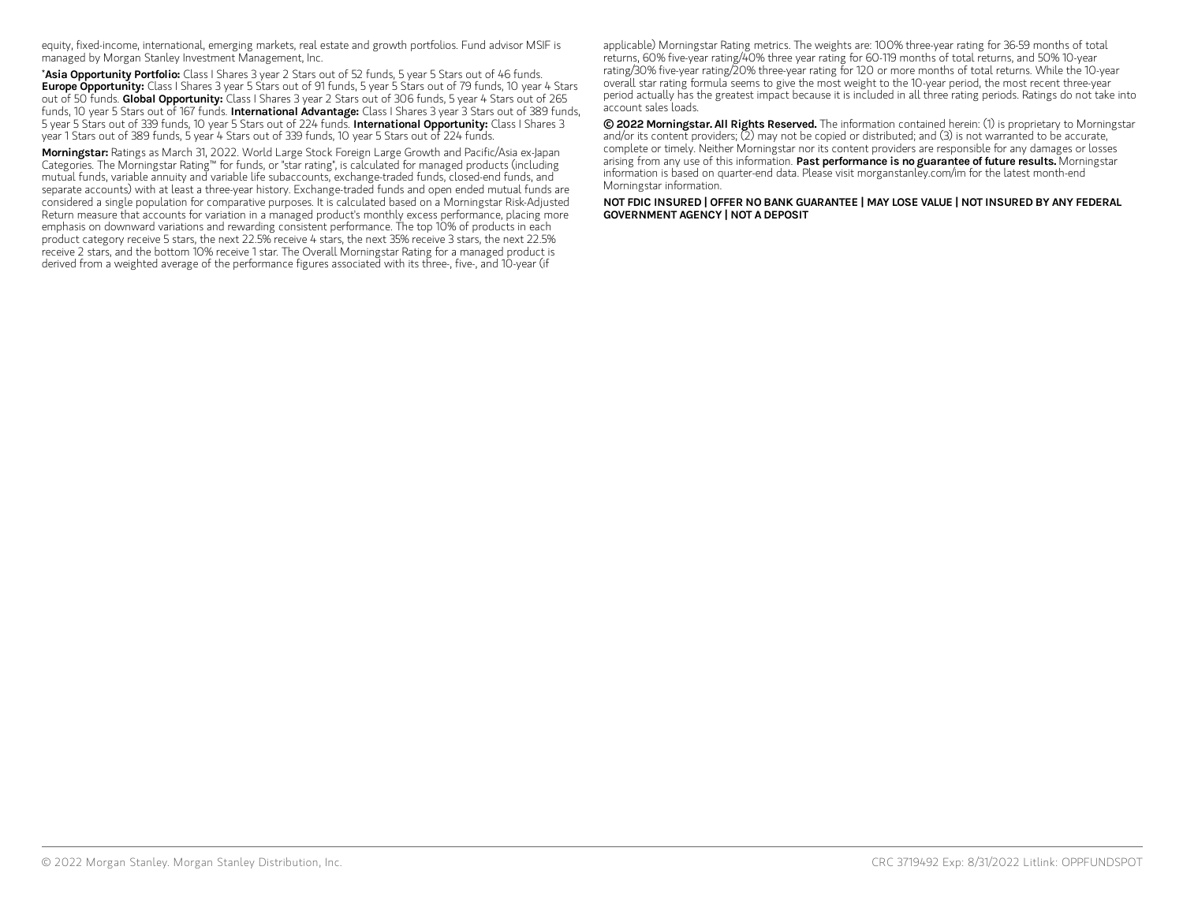equity, fixed-income, international, emerging markets, real estate and growth portfolios. Fund advisor MSIF is managed by Morgan Stanley Investment Management, Inc.

*Asia Opportunity Portfolio:** Class I Shares 3 year 2 Stars out of 52 funds, 5 year 5 Stars out of 46 funds. **Europe Opportunity:** Class I Shares 3 year 5 Stars out of 91 funds, 5 year 5 Stars out of 79 funds, 10 year 4 Stars out of 50 funds. **Global Opportunity:** Class I Shares 3 year 2 Stars out of 306 funds, 5 year 4 Stars out of 265 funds, 10 year 5 Stars out of 167 funds. **International Advantage:** Class I Shares 3 year 3 Stars out of 389 funds, 5 year 5 Stars out of 339 funds, 10 year 5 Stars out of 224 funds. **International Opportunity:** Class I Shares 3 year 1 Stars out of 389 funds, 5 year 4 Stars out of 339 funds, 10 year 5 Stars out of 224 funds.

**Morningstar:** Ratings as March 31, 2022. World Large Stock Foreign Large Growth and Pacific/Asia ex-Japan Categories. The Morningstar Rating™ for funds, or "star rating", is calculated for managed products (including mutual funds, variable annuity and variable life subaccounts, exchange-traded funds, closed-end funds, and separate accounts) with at least a three-year history. Exchange-traded funds and open ended mutual funds are considered a single population for comparative purposes. It is calculated based on a Morningstar Risk-Adjusted Return measure that accounts for variation in a managed product's monthly excess performance, placing more emphasis on downward variations and rewarding consistent performance. The top 10% of products in each product category receive 5 stars, the next 22.5% receive 4 stars, the next 35% receive 3 stars, the next 22.5% receive 2 stars, and the bottom 10% receive 1 star. The Overall Morningstar Rating for a managed product is derived from a weighted average of the performance figures associated with its three-, five-, and 10-year (if applicable) Morningstar Rating metrics. The weights are: 100% three-year rating for 36-59 months of total returns, 60% five-year rating/40% three year rating for 60-119 months of total returns, and 50% 10-year rating/30% five-year rating/20% three-year rating for 120 or more months of total returns. While the 10-year overall star rating formula seems to give the most weight to the 10-year period, the most recent three-year period actually has the greatest impact because it is included in all three rating periods. Ratings do not take into account sales loads.

**© 2022 Morningstar. All Rights Reserved.** The information contained herein: (1) is proprietary to Morningstar and/or its content providers; (2) may not be copied or distributed; and (3) is not warranted to be accurate, complete or timely. Neither Morningstar nor its content providers are responsible for any damages or losses arising from any use of this information. **Past performance is no guarantee of future results.** Morningstar information is based on quarter-end data. Please visit morganstanley.com/im for the latest month-end Morningstar information.

**NOT FDIC INSURED | OFFER NO BANK GUARANTEE | MAY LOSE VALUE | NOT INSURED BY ANY FEDERAL GOVERNMENT AGENCY | NOT A DEPOSIT**

© 2022 Morgan Stanley. Morgan Stanley Distribution, Inc.

CRC 3719492 Exp: 8/31/2022 Litlink: OPPFUNDSPOT